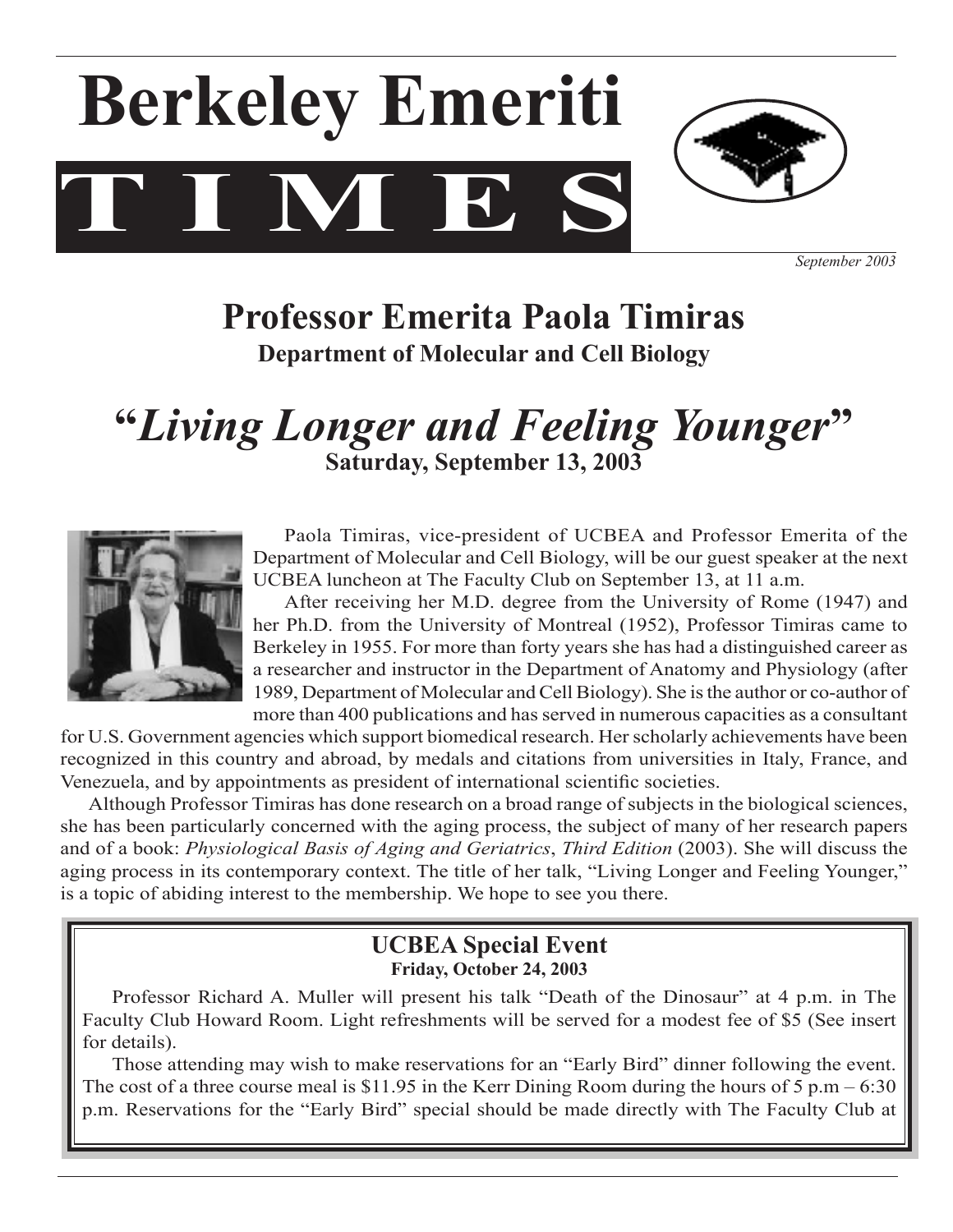# Berkeley Emeriti TIMES

*September 2003*

## Professor Emerita Paola Timiras

**Department of Molecular and Cell Biology**

## "*Living Longer and Feeling Younger*"

**Saturday, September 13, 2003**

Paola Timiras, vice-president of UCBEA and Professor Emerita of the Department of Molecular and Cell Biology, will be our guest speaker at the next UCBEA luncheon at The Faculty Club on September 13, at 11 a.m.

After receiving her M.D. degree from the University of Rome (1947) and her Ph.D. from the University of Montreal (1952), Professor Timiras came to Berkeley in 1955. For more than forty years she has had a distinguished career as a researcher and instructor in the Department of Anatomy and Physiology (after 1989, Department of Molecular and Cell Biology). She is the author or co-author of more than 400 publications and has served in numerous capacities as a consultant for U.S. Government agencies which support biomedical research. Her scholarly achievements have been recognized in this country and abroad, by medals and citations from universities in Italy, France, and Venezuela, and by appointments as president of international scientific societies.

Although Professor Timiras has done research on a broad range of subjects in the biological sciences, she has been particularly concerned with the aging process, the subject of many of her research papers and of a book: *Physiological Basis of Aging and Geriatrics*, *Third Edition* (2003). She will discuss the aging process in its contemporary context. The title of her talk, "Living Longer and Feeling Younger," is a topic of abiding interest to the membership. We hope to see you there.

### UCBEA Special Event

**Friday, October 24, 2003**

Professor Richard A. Muller will present his talk "Death of the Dinosaur" at 4 p.m. in The Faculty Club Howard Room. Light refreshments will be served for a modest fee of $5 (See insert for details).

Those attending may wish to make reservations for an "Early Bird" dinner following the event. The cost of a three course meal is $11.95 in the Kerr Dining Room during the hours of 5 p.m – 6:30 p.m. Reservations for the "Early Bird" special should be made directly with The Faculty Club at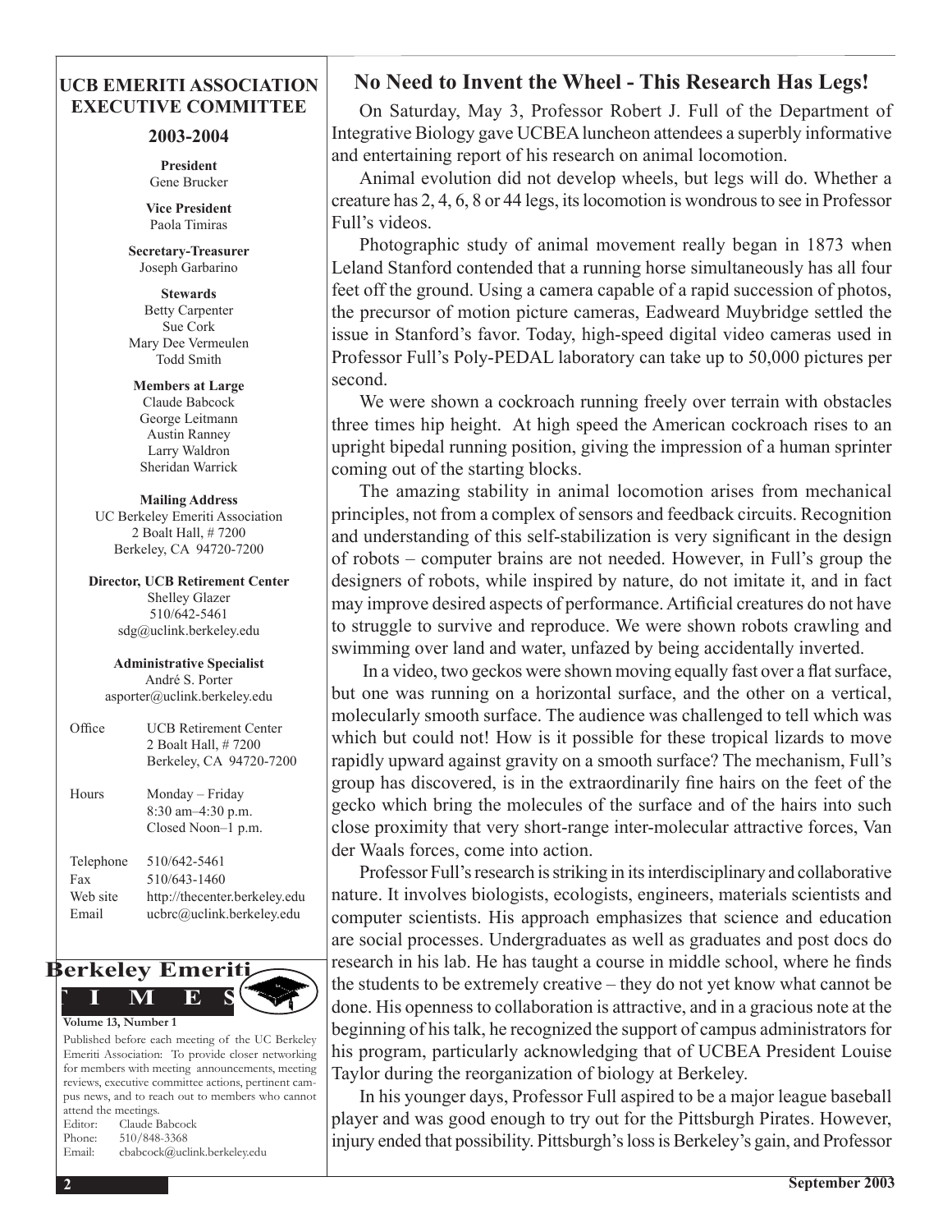## UCB EMERITI ASSOCIATION EXECUTIVE COMMITTEE

### 2003-2004

**President**
Gene Brucker

**Vice President**
Paola Timiras

**Secretary-Treasurer**
Joseph Garbarino

**Stewards**
Betty Carpenter
Sue Cork
Mary Dee Vermeulen
Todd Smith

**Members at Large**
Claude Babcock
George Leitmann
Austin Ranney
Larry Waldron
Sheridan Warrick

**Mailing Address**
UC Berkeley Emeriti Association
2 Boalt Hall, # 7200
Berkeley, CA 94720-7200

**Director, UCB Retirement Center**
Shelley Glazer
510/642-5461
sdg@uclink.berkeley.edu

**Administrative Specialist**
André S. Porter
asporter@uclink.berkeley.edu

| | |
|---|---|
| Office | UCB Retirement Center<br>2 Boalt Hall, # 7200<br>Berkeley, CA 94720-7200 |
| Hours | Monday – Friday<br>8:30 am–4:30 p.m.<br>Closed Noon–1 p.m. |
| Telephone | 510/642-5461 |
| Fax | 510/643-1460 |
| Web site | http://thecenter.berkeley.edu |
| Email | ucbrc@uclink.berkeley.edu |

**Berkeley Emeriti TIMES**

**Volume 13, Number 1**

Published before each meeting of the UC Berkeley Emeriti Association: To provide closer networking for members with meeting announcements, meeting reviews, executive committee actions, pertinent campus news, and to reach out to members who cannot attend the meetings.

Editor: Claude Babcock
Phone: 510/848-3368
Email: cbabcock@uclink.berkeley.edu

## No Need to Invent the Wheel - This Research Has Legs!

On Saturday, May 3, Professor Robert J. Full of the Department of Integrative Biology gave UCBEA luncheon attendees a superbly informative and entertaining report of his research on animal locomotion.

Animal evolution did not develop wheels, but legs will do. Whether a creature has 2, 4, 6, 8 or 44 legs, its locomotion is wondrous to see in Professor Full's videos.

Photographic study of animal movement really began in 1873 when Leland Stanford contended that a running horse simultaneously has all four feet off the ground. Using a camera capable of a rapid succession of photos, the precursor of motion picture cameras, Eadweard Muybridge settled the issue in Stanford's favor. Today, high-speed digital video cameras used in Professor Full's Poly-PEDAL laboratory can take up to 50,000 pictures per second.

We were shown a cockroach running freely over terrain with obstacles three times hip height. At high speed the American cockroach rises to an upright bipedal running position, giving the impression of a human sprinter coming out of the starting blocks.

The amazing stability in animal locomotion arises from mechanical principles, not from a complex of sensors and feedback circuits. Recognition and understanding of this self-stabilization is very significant in the design of robots – computer brains are not needed. However, in Full's group the designers of robots, while inspired by nature, do not imitate it, and in fact may improve desired aspects of performance. Artificial creatures do not have to struggle to survive and reproduce. We were shown robots crawling and swimming over land and water, unfazed by being accidentally inverted.

In a video, two geckos were shown moving equally fast over a flat surface, but one was running on a horizontal surface, and the other on a vertical, molecularly smooth surface. The audience was challenged to tell which was which but could not! How is it possible for these tropical lizards to move rapidly upward against gravity on a smooth surface? The mechanism, Full's group has discovered, is in the extraordinarily fine hairs on the feet of the gecko which bring the molecules of the surface and of the hairs into such close proximity that very short-range inter-molecular attractive forces, Van der Waals forces, come into action.

Professor Full's research is striking in its interdisciplinary and collaborative nature. It involves biologists, ecologists, engineers, materials scientists and computer scientists. His approach emphasizes that science and education are social processes. Undergraduates as well as graduates and post docs do research in his lab. He has taught a course in middle school, where he finds the students to be extremely creative – they do not yet know what cannot be done. His openness to collaboration is attractive, and in a gracious note at the beginning of his talk, he recognized the support of campus administrators for his program, particularly acknowledging that of UCBEA President Louise Taylor during the reorganization of biology at Berkeley.

In his younger days, Professor Full aspired to be a major league baseball player and was good enough to try out for the Pittsburgh Pirates. However, injury ended that possibility. Pittsburgh's loss is Berkeley's gain, and Professor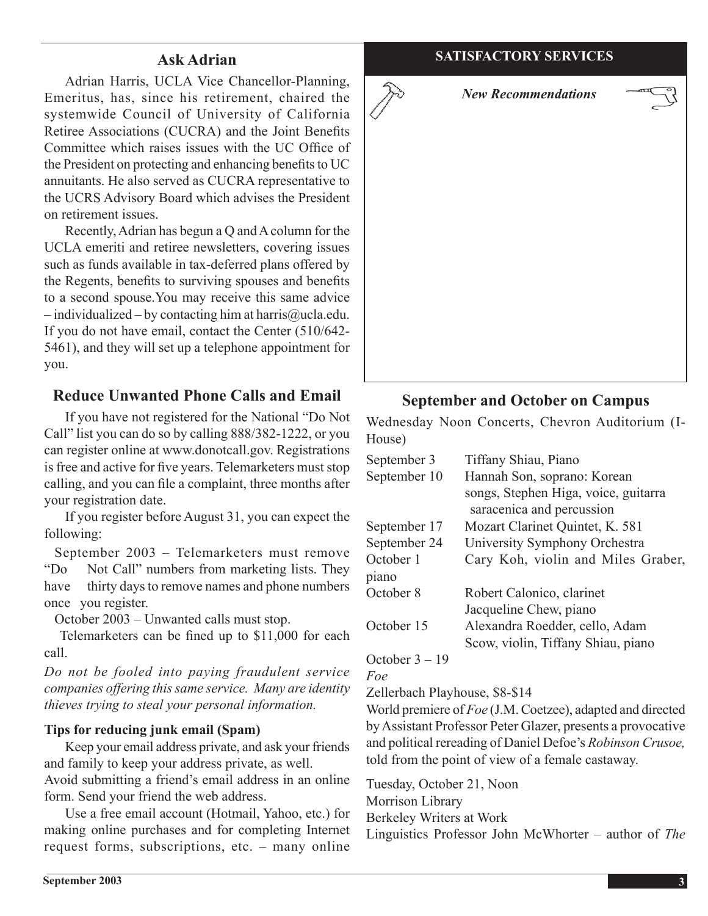## Ask Adrian

Adrian Harris, UCLA Vice Chancellor-Planning, Emeritus, has, since his retirement, chaired the systemwide Council of University of California Retiree Associations (CUCRA) and the Joint Benefits Committee which raises issues with the UC Office of the President on protecting and enhancing benefits to UC annuitants. He also served as CUCRA representative to the UCRS Advisory Board which advises the President on retirement issues.

Recently, Adrian has begun a Q and A column for the UCLA emeriti and retiree newsletters, covering issues such as funds available in tax-deferred plans offered by the Regents, benefits to surviving spouses and benefits to a second spouse. You may receive this same advice – individualized – by contacting him at harris@ucla.edu. If you do not have email, contact the Center (510/642-5461), and they will set up a telephone appointment for you.

## Reduce Unwanted Phone Calls and Email

If you have not registered for the National "Do Not Call" list you can do so by calling 888/382-1222, or you can register online at www.donotcall.gov. Registrations is free and active for five years. Telemarketers must stop calling, and you can file a complaint, three months after your registration date.

If you register before August 31, you can expect the following:

September 2003 – Telemarketers must remove "Do Not Call" numbers from marketing lists. They have thirty days to remove names and phone numbers once you register.

October 2003 – Unwanted calls must stop.

Telemarketers can be fined up to $11,000 for each call.

*Do not be fooled into paying fraudulent service companies offering this same service. Many are identity thieves trying to steal your personal information.*

**Tips for reducing junk email (Spam)**

Keep your email address private, and ask your friends and family to keep your address private, as well.

Avoid submitting a friend's email address in an online form. Send your friend the web address.

Use a free email account (Hotmail, Yahoo, etc.) for making online purchases and for completing Internet request forms, subscriptions, etc. – many online

## SATISFACTORY SERVICES

*New Recommendations*

## September and October on Campus

Wednesday Noon Concerts, Chevron Auditorium (I-House)

| | |
|---|---|
| September 3 | Tiffany Shiau, Piano |
| September 10 | Hannah Son, soprano: Korean songs, Stephen Higa, voice, guitarra saracenica and percussion |
| September 17 | Mozart Clarinet Quintet, K. 581 |
| September 24 | University Symphony Orchestra |
| October 1 | Cary Koh, violin and Miles Graber, piano |
| October 8 | Robert Calonico, clarinet Jacqueline Chew, piano |
| October 15 | Alexandra Roedder, cello, Adam Scow, violin, Tiffany Shiau, piano |

October 3 – 19
*Foe*
Zellerbach Playhouse, $8-$14
World premiere of *Foe* (J.M. Coetzee), adapted and directed by Assistant Professor Peter Glazer, presents a provocative and political rereading of Daniel Defoe's *Robinson Crusoe,* told from the point of view of a female castaway.

Tuesday, October 21, Noon
Morrison Library
Berkeley Writers at Work
Linguistics Professor John McWhorter – author of *The*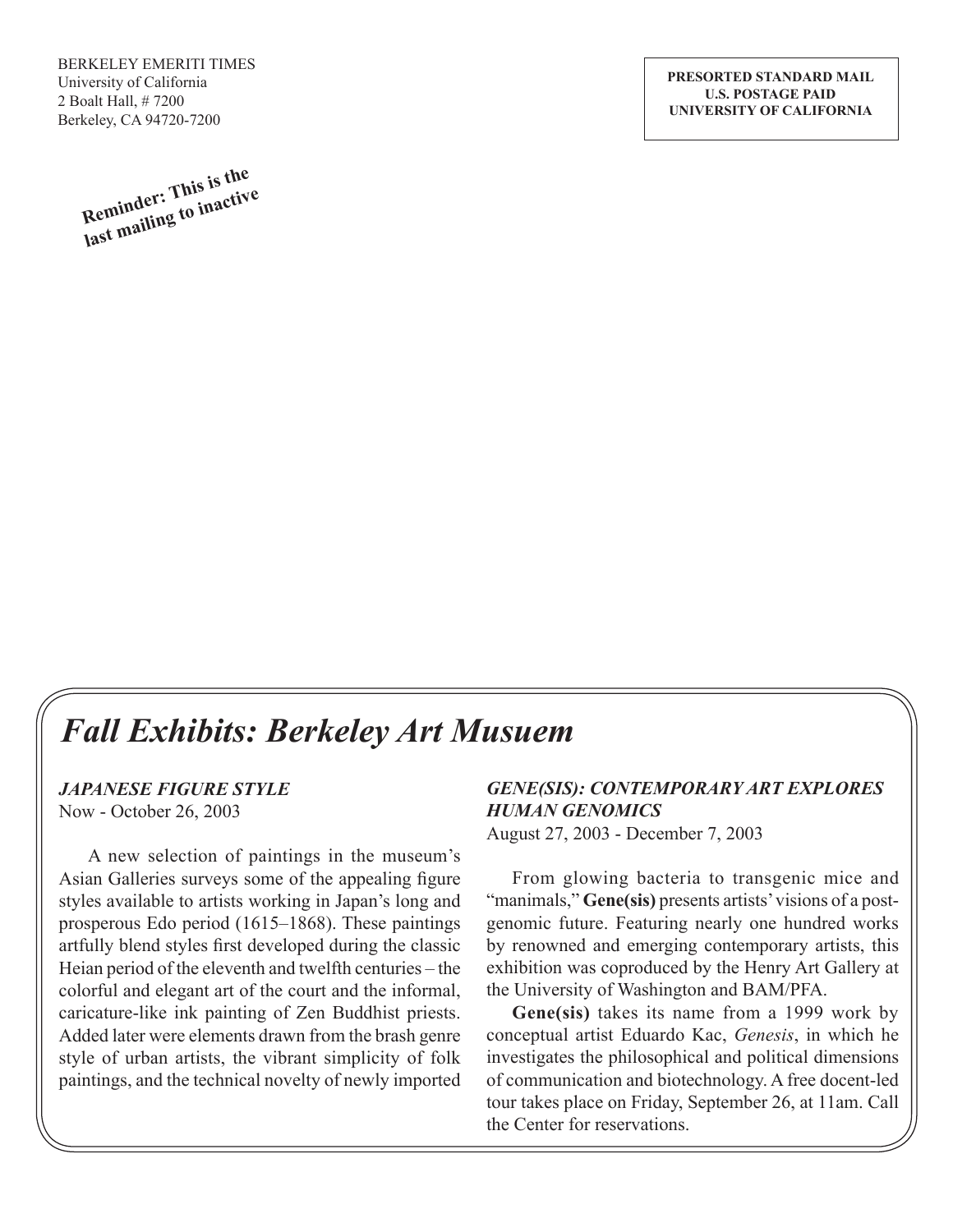BERKELEY EMERITI TIMES
University of California
2 Boalt Hall, # 7200
Berkeley, CA 94720-7200

**PRESORTED STANDARD MAIL**
**U.S. POSTAGE PAID**
**UNIVERSITY OF CALIFORNIA**

**Reminder: This is the last mailing to inactive**

# *Fall Exhibits: Berkeley Art Musuem*

***JAPANESE FIGURE STYLE***
Now - October 26, 2003

A new selection of paintings in the museum's Asian Galleries surveys some of the appealing figure styles available to artists working in Japan's long and prosperous Edo period (1615–1868). These paintings artfully blend styles first developed during the classic Heian period of the eleventh and twelfth centuries – the colorful and elegant art of the court and the informal, caricature-like ink painting of Zen Buddhist priests. Added later were elements drawn from the brash genre style of urban artists, the vibrant simplicity of folk paintings, and the technical novelty of newly imported

***GENE(SIS): CONTEMPORARY ART EXPLORES HUMAN GENOMICS***
August 27, 2003 - December 7, 2003

From glowing bacteria to transgenic mice and "manimals," **Gene(sis)** presents artists' visions of a post-genomic future. Featuring nearly one hundred works by renowned and emerging contemporary artists, this exhibition was coproduced by the Henry Art Gallery at the University of Washington and BAM/PFA.

**Gene(sis)** takes its name from a 1999 work by conceptual artist Eduardo Kac, *Genesis*, in which he investigates the philosophical and political dimensions of communication and biotechnology. A free docent-led tour takes place on Friday, September 26, at 11am. Call the Center for reservations.